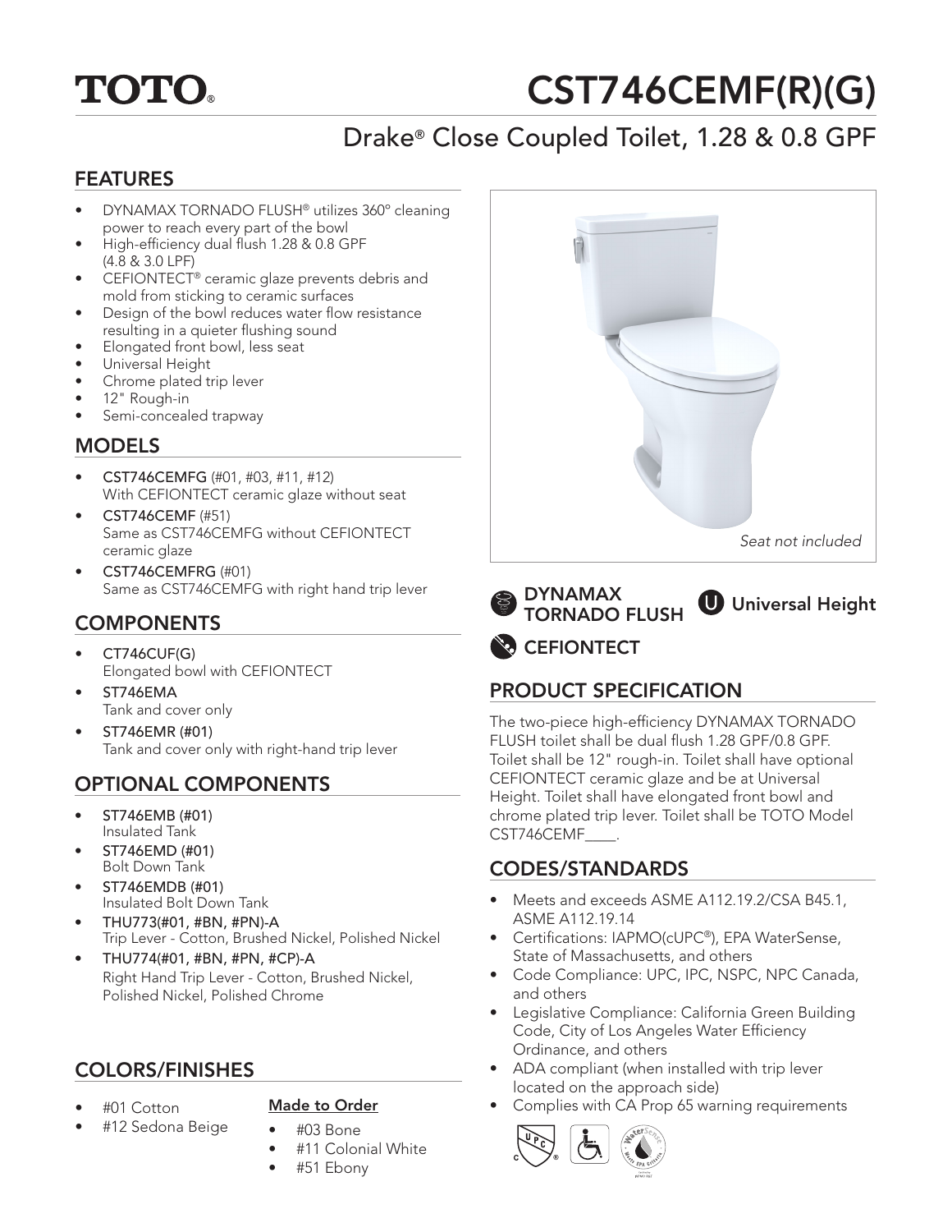# TOTO®

# CST746CEMF(R)(G)

## Drake® Close Coupled Toilet, 1.28 & 0.8 GPF

### FEATURES

- DYNAMAX TORNADO FLUSH® utilizes 360° cleaning power to reach every part of the bowl
- High-efficiency dual flush 1.28 & 0.8 GPF (4.8 & 3.0 LPF)
- CEFIONTECT® ceramic glaze prevents debris and mold from sticking to ceramic surfaces
- Design of the bowl reduces water flow resistance resulting in a quieter flushing sound
- Elongated front bowl, less seat
- Universal Height
- Chrome plated trip lever
- 12" Rough-in
- Semi-concealed trapway

### MODELS

- **CST746CEMFG** (#01, #03, #11, #12)
  With CEFIONTECT ceramic glaze without seat
- **CST746CEMF** (#51)
  Same as CST746CEMFG without CEFIONTECT ceramic glaze
- **CST746CEMFRG** (#01)
  Same as CST746CEMFG with right hand trip lever

### COMPONENTS

- CT746CUF(G)
  Elongated bowl with CEFIONTECT
- ST746EMA
  Tank and cover only
- ST746EMR (#01)
  Tank and cover only with right-hand trip lever

### OPTIONAL COMPONENTS

- ST746EMB (#01)
  Insulated Tank
- ST746EMD (#01)
  Bolt Down Tank
- ST746EMDB (#01)
  Insulated Bolt Down Tank
- THU773(#01, #BN, #PN)-A
  Trip Lever - Cotton, Brushed Nickel, Polished Nickel
- THU774(#01, #BN, #PN, #CP)-A
  Right Hand Trip Lever - Cotton, Brushed Nickel, Polished Nickel, Polished Chrome

### COLORS/FINISHES

- #01 Cotton
- #12 Sedona Beige

**Made to Order**

- #03 Bone
- #11 Colonial White
- #51 Ebony

*Seat not included*

DYNAMAX TORNADO FLUSH

Universal Height

CEFIONTECT

### PRODUCT SPECIFICATION

The two-piece high-efficiency DYNAMAX TORNADO FLUSH toilet shall be dual flush 1.28 GPF/0.8 GPF. Toilet shall be 12" rough-in. Toilet shall have optional CEFIONTECT ceramic glaze and be at Universal Height. Toilet shall have elongated front bowl and chrome plated trip lever. Toilet shall be TOTO Model CST746CEMF____.

### CODES/STANDARDS

- Meets and exceeds ASME A112.19.2/CSA B45.1, ASME A112.19.14
- Certifications: IAPMO(cUPC®), EPA WaterSense, State of Massachusetts, and others
- Code Compliance: UPC, IPC, NSPC, NPC Canada, and others
- Legislative Compliance: California Green Building Code, City of Los Angeles Water Efficiency Ordinance, and others
- ADA compliant (when installed with trip lever located on the approach side)
- Complies with CA Prop 65 warning requirements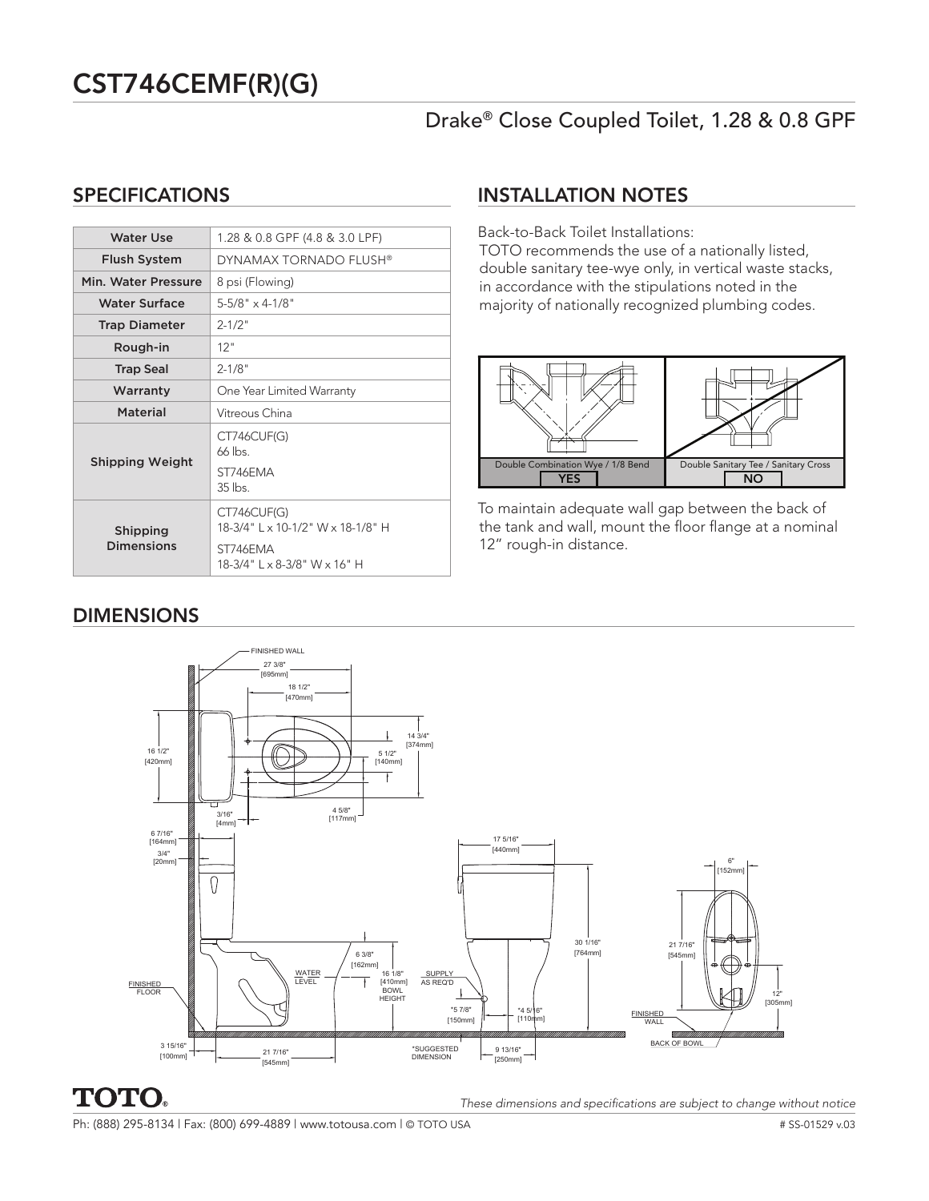# CST746CEMF(R)(G)

## Drake® Close Coupled Toilet, 1.28 & 0.8 GPF

## SPECIFICATIONS

| | |
|---|---|
| Water Use | 1.28 & 0.8 GPF (4.8 & 3.0 LPF) |
| Flush System | DYNAMAX TORNADO FLUSH® |
| Min. Water Pressure | 8 psi (Flowing) |
| Water Surface | 5-5/8" x 4-1/8" |
| Trap Diameter | 2-1/2" |
| Rough-in | 12" |
| Trap Seal | 2-1/8" |
| Warranty | One Year Limited Warranty |
| Material | Vitreous China |
| Shipping Weight | CT746CUF(G) 66 lbs. ST746EMA 35 lbs. |
| Shipping Dimensions | CT746CUF(G) 18-3/4" L x 10-1/2" W x 18-1/8" H ST746EMA 18-3/4" L x 8-3/8" W x 16" H |

## INSTALLATION NOTES

Back-to-Back Toilet Installations:
TOTO recommends the use of a nationally listed, double sanitary tee-wye only, in vertical waste stacks, in accordance with the stipulations noted in the majority of nationally recognized plumbing codes.

Double Combination Wye / 1/8 Bend
YES

Double Sanitary Tee / Sanitary Cross
NO

To maintain adequate wall gap between the back of the tank and wall, mount the floor flange at a nominal 12" rough-in distance.

## DIMENSIONS

FINISHED WALL
27 3/8" [695mm]
18 1/2" [470mm]
14 3/4" [374mm]
16 1/2" [420mm]
5 1/2" [140mm]
3/16" [4mm]
4 5/8" [117mm]
6 7/16" [164mm]
3/4" [20mm]
17 5/16" [440mm]
6" [152mm]
30 1/16" [764mm]
21 7/16" [545mm]
6 3/8" [162mm]
WATER LEVEL
16 1/8" [410mm] BOWL HEIGHT
SUPPLY AS REQ'D
12" [305mm]
FINISHED FLOOR
*5 7/8" [150mm]
*4 5/16" [110mm]
FINISHED WALL
BACK OF BOWL
3 15/16" [100mm]
21 7/16" [545mm]
*SUGGESTED DIMENSION
9 13/16" [250mm]

TOTO®

*These dimensions and specifications are subject to change without notice*

Ph: (888) 295-8134 | Fax: (800) 699-4889 | www.totousa.com | © TOTO USA

# SS-01529 v.03